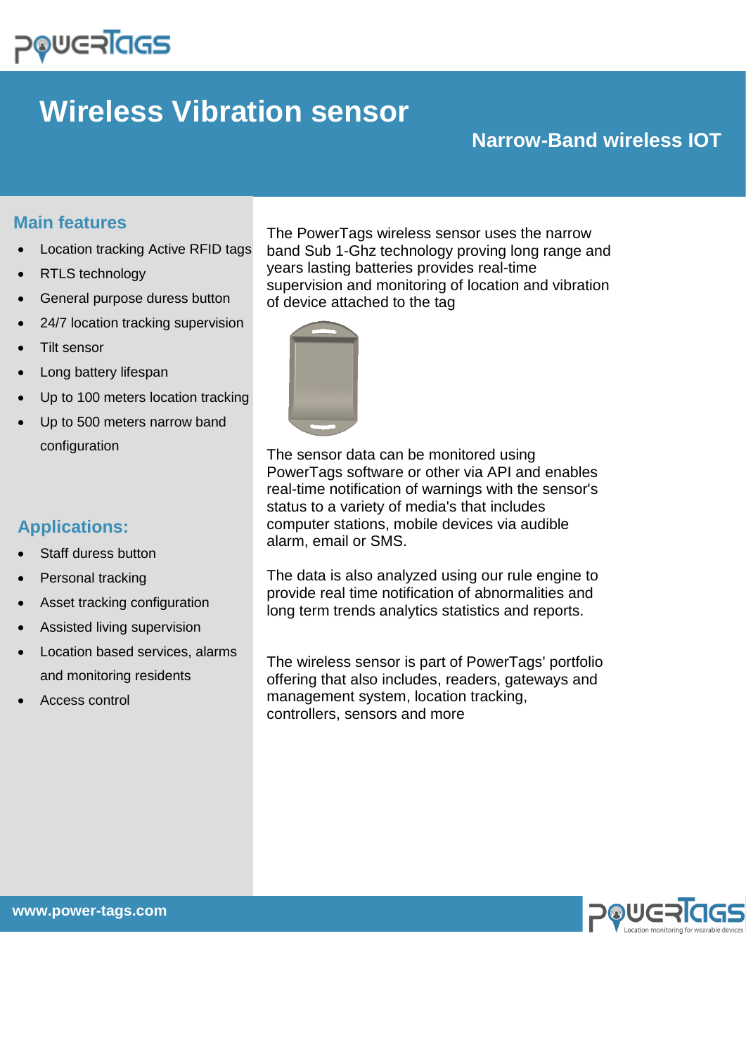# Wireless Vibration sensor

## Narrow-Band wireless IOT

### Main features

- Location tracking Active RFID tags
- RTLS technology
- General purpose duress button
- 24/7 location tracking supervision
- Tilt sensor
- Long battery lifespan
- Up to 100 meters location tracking
- Up to 500 meters narrow band configuration

### Applications:

- Staff duress button
- Personal tracking
- Asset tracking configuration
- Assisted living supervision
- Location based services, alarms and monitoring residents
- Access control

The PowerTags wireless sensor uses the narrow band Sub 1-Ghz technology proving long range and years lasting batteries provides real-time supervision and monitoring of location and vibration of device attached to the tag

The sensor data can be monitored using PowerTags software or other via API and enables real-time notification of warnings with the sensor's status to a variety of media's that includes computer stations, mobile devices via audible alarm, email or SMS.

The data is also analyzed using our rule engine to provide real time notification of abnormalities and long term trends analytics statistics and reports.

The wireless sensor is part of PowerTags' portfolio offering that also includes, readers, gateways and management system, location tracking, controllers, sensors and more

www.power-tags.com

Location monitoring for wearable devices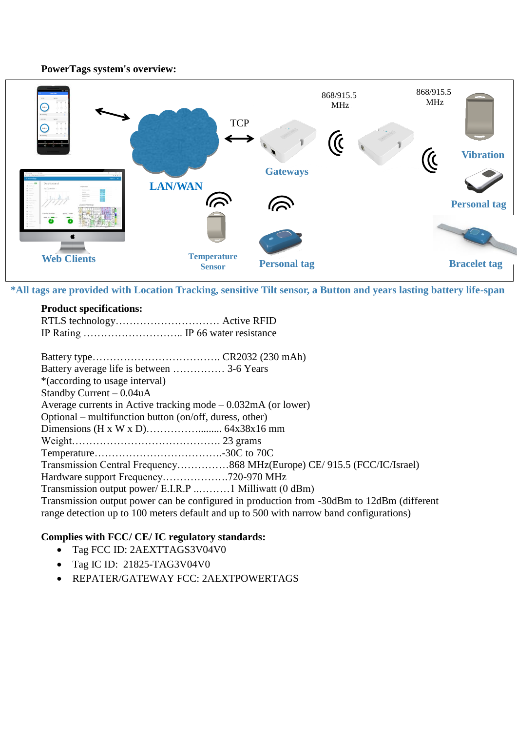**PowerTags system's overview:**

TCP

868/915.5 MHz

868/915.5 MHz

Gateways

LAN/WAN

Vibration

Personal tag

Web Clients

Temperature Sensor

Personal tag

Bracelet tag

***All tags are provided with Location Tracking, sensitive Tilt sensor, a Button and years lasting battery life-span**

**Product specifications:**

RTLS technology………………………… Active RFID
IP Rating ……………………….. IP 66 water resistance

Battery type………………………………. CR2032 (230 mAh)
Battery average life is between …………… 3-6 Years
*(according to usage interval)
Standby Current – 0.04uA
Average currents in Active tracking mode – 0.032mA (or lower)
Optional – multifunction button (on/off, duress, other)
Dimensions (H x W x D)…………….......... 64x38x16 mm
Weight…………………………………… 23 grams
Temperature……………………………….-30C to 70C
Transmission Central Frequency……………868 MHz(Europe) CE/ 915.5 (FCC/IC/Israel)
Hardware support Frequency……………….720-970 MHz
Transmission output power/ E.I.R.P ..………1 Milliwatt (0 dBm)
Transmission output power can be configured in production from -30dBm to 12dBm (different range detection up to 100 meters default and up to 500 with narrow band configurations)

**Complies with FCC/ CE/ IC regulatory standards:**

- Tag FCC ID: 2AEXTTAGS3V04V0
- Tag IC ID: 21825-TAG3V04V0
- REPATER/GATEWAY FCC: 2AEXTPOWERTAGS